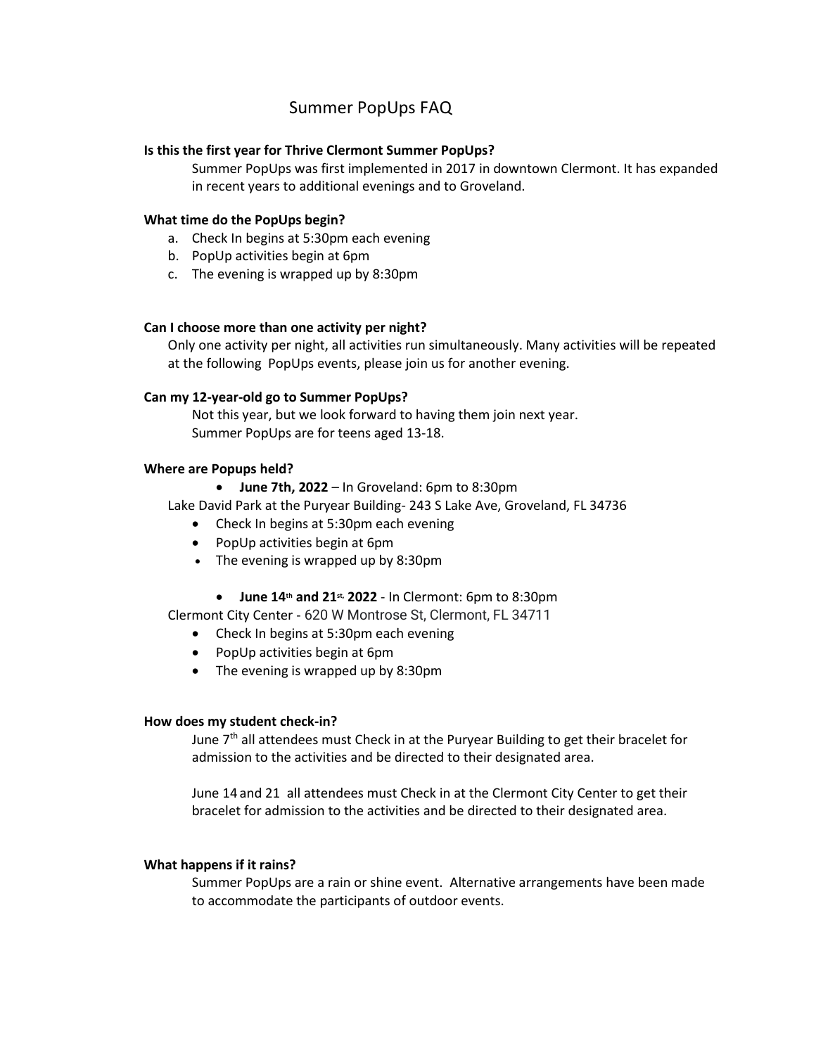# Summer PopUps FAQ

**Is this the first year for Thrive Clermont Summer PopUps?**

Summer PopUps was first implemented in 2017 in downtown Clermont. It has expanded in recent years to additional evenings and to Groveland.

**What time do the PopUps begin?**

a. Check In begins at 5:30pm each evening
b. PopUp activities begin at 6pm
c. The evening is wrapped up by 8:30pm

**Can I choose more than one activity per night?**

Only one activity per night, all activities run simultaneously. Many activities will be repeated at the following PopUps events, please join us for another evening.

**Can my 12-year-old go to Summer PopUps?**

Not this year, but we look forward to having them join next year.
Summer PopUps are for teens aged 13-18.

**Where are Popups held?**

- **June 7th, 2022** – In Groveland: 6pm to 8:30pm

Lake David Park at the Puryear Building- 243 S Lake Ave, Groveland, FL 34736

- Check In begins at 5:30pm each evening
- PopUp activities begin at 6pm
- The evening is wrapped up by 8:30pm

- **June 14th and 21st, 2022** - In Clermont: 6pm to 8:30pm

Clermont City Center - 620 W Montrose St, Clermont, FL 34711

- Check In begins at 5:30pm each evening
- PopUp activities begin at 6pm
- The evening is wrapped up by 8:30pm

**How does my student check-in?**

June 7th all attendees must Check in at the Puryear Building to get their bracelet for admission to the activities and be directed to their designated area.

June 14 and 21 all attendees must Check in at the Clermont City Center to get their bracelet for admission to the activities and be directed to their designated area.

**What happens if it rains?**

Summer PopUps are a rain or shine event. Alternative arrangements have been made to accommodate the participants of outdoor events.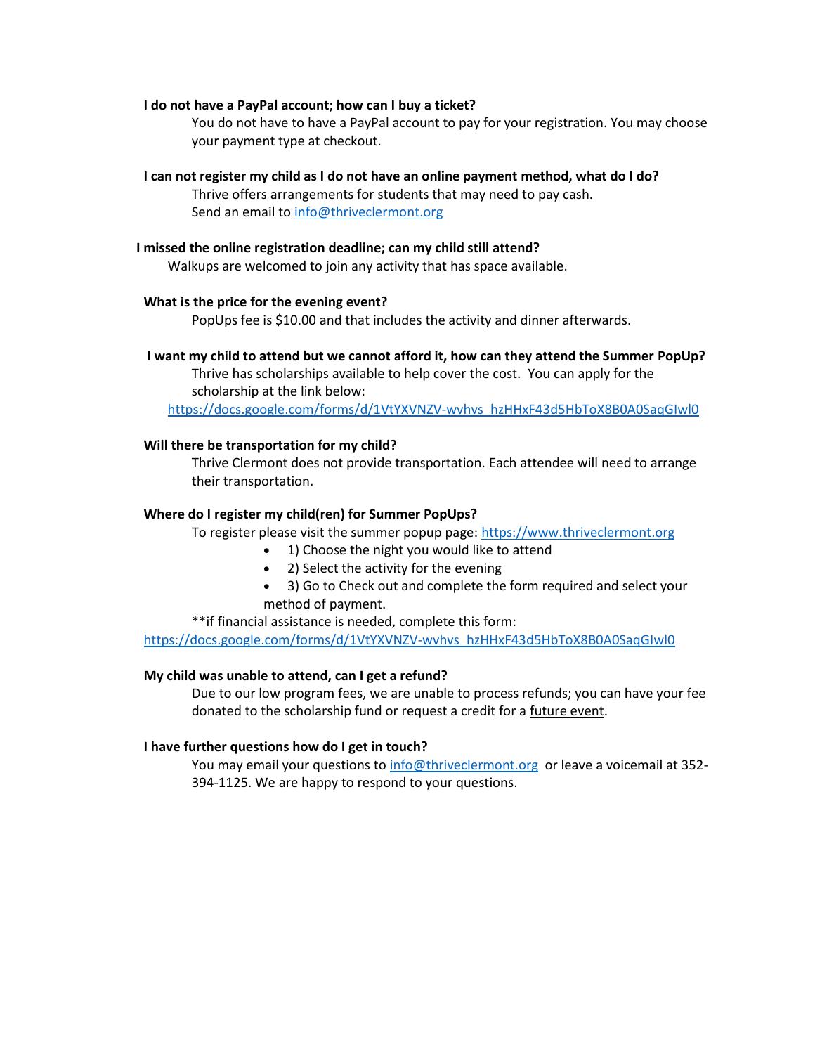**I do not have a PayPal account; how can I buy a ticket?**

You do not have to have a PayPal account to pay for your registration. You may choose your payment type at checkout.

**I can not register my child as I do not have an online payment method, what do I do?**

Thrive offers arrangements for students that may need to pay cash.
Send an email to info@thriveclermont.org

**I missed the online registration deadline; can my child still attend?**

Walkups are welcomed to join any activity that has space available.

**What is the price for the evening event?**

PopUps fee is $10.00 and that includes the activity and dinner afterwards.

**I want my child to attend but we cannot afford it, how can they attend the Summer PopUp?**

Thrive has scholarships available to help cover the cost. You can apply for the scholarship at the link below:
https://docs.google.com/forms/d/1VtYXVNZV-wvhvs_hzHHxF43d5HbToX8B0A0SaqGIwl0

**Will there be transportation for my child?**

Thrive Clermont does not provide transportation. Each attendee will need to arrange their transportation.

**Where do I register my child(ren) for Summer PopUps?**

To register please visit the summer popup page: https://www.thriveclermont.org

- 1) Choose the night you would like to attend
- 2) Select the activity for the evening
- 3) Go to Check out and complete the form required and select your method of payment.

**if financial assistance is needed, complete this form:
https://docs.google.com/forms/d/1VtYXVNZV-wvhvs_hzHHxF43d5HbToX8B0A0SaqGIwl0

**My child was unable to attend, can I get a refund?**

Due to our low program fees, we are unable to process refunds; you can have your fee donated to the scholarship fund or request a credit for a future event.

**I have further questions how do I get in touch?**

You may email your questions to info@thriveclermont.org or leave a voicemail at 352-394-1125. We are happy to respond to your questions.